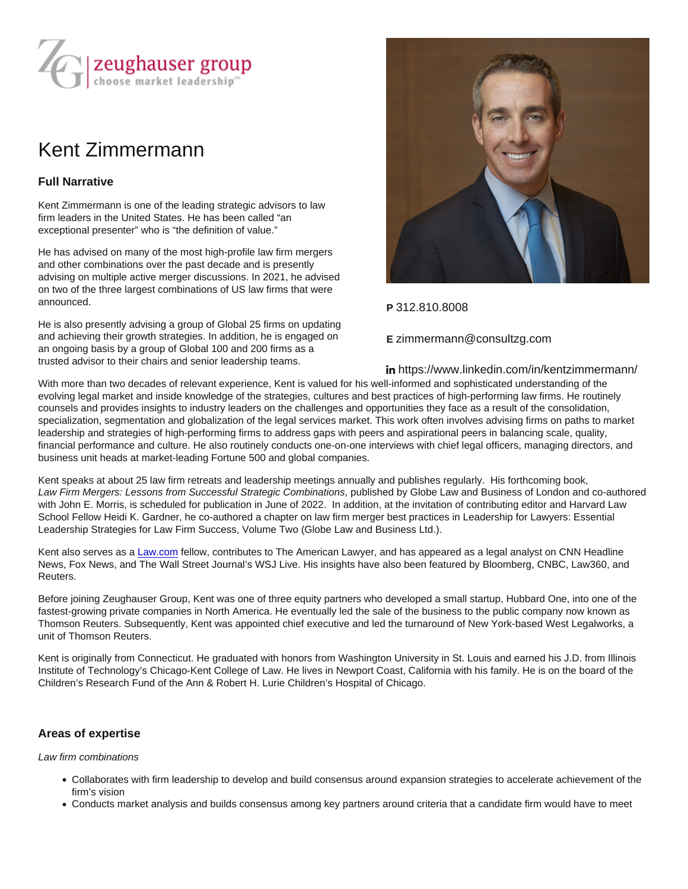zeughauser group
choose market leadership℠

# Kent Zimmermann

**P** 312.810.8008

**E** zimmermann@consultzg.com

https://www.linkedin.com/in/kentzimmermann/

### Full Narrative

Kent Zimmermann is one of the leading strategic advisors to law firm leaders in the United States. He has been called "an exceptional presenter" who is "the definition of value."

He has advised on many of the most high-profile law firm mergers and other combinations over the past decade and is presently advising on multiple active merger discussions. In 2021, he advised on two of the three largest combinations of US law firms that were announced.

He is also presently advising a group of Global 25 firms on updating and achieving their growth strategies. In addition, he is engaged on an ongoing basis by a group of Global 100 and 200 firms as a trusted advisor to their chairs and senior leadership teams.

With more than two decades of relevant experience, Kent is valued for his well-informed and sophisticated understanding of the evolving legal market and inside knowledge of the strategies, cultures and best practices of high-performing law firms. He routinely counsels and provides insights to industry leaders on the challenges and opportunities they face as a result of the consolidation, specialization, segmentation and globalization of the legal services market. This work often involves advising firms on paths to market leadership and strategies of high-performing firms to address gaps with peers and aspirational peers in balancing scale, quality, financial performance and culture. He also routinely conducts one-on-one interviews with chief legal officers, managing directors, and business unit heads at market-leading Fortune 500 and global companies.

Kent speaks at about 25 law firm retreats and leadership meetings annually and publishes regularly. His forthcoming book, *Law Firm Mergers: Lessons from Successful Strategic Combinations*, published by Globe Law and Business of London and co-authored with John E. Morris, is scheduled for publication in June of 2022. In addition, at the invitation of contributing editor and Harvard Law School Fellow Heidi K. Gardner, he co-authored a chapter on law firm merger best practices in Leadership for Lawyers: Essential Leadership Strategies for Law Firm Success, Volume Two (Globe Law and Business Ltd.).

Kent also serves as a Law.com fellow, contributes to The American Lawyer, and has appeared as a legal analyst on CNN Headline News, Fox News, and The Wall Street Journal's WSJ Live. His insights have also been featured by Bloomberg, CNBC, Law360, and Reuters.

Before joining Zeughauser Group, Kent was one of three equity partners who developed a small startup, Hubbard One, into one of the fastest-growing private companies in North America. He eventually led the sale of the business to the public company now known as Thomson Reuters. Subsequently, Kent was appointed chief executive and led the turnaround of New York-based West Legalworks, a unit of Thomson Reuters.

Kent is originally from Connecticut. He graduated with honors from Washington University in St. Louis and earned his J.D. from Illinois Institute of Technology's Chicago-Kent College of Law. He lives in Newport Coast, California with his family. He is on the board of the Children's Research Fund of the Ann & Robert H. Lurie Children's Hospital of Chicago.

### Areas of expertise

*Law firm combinations*

- Collaborates with firm leadership to develop and build consensus around expansion strategies to accelerate achievement of the firm's vision
- Conducts market analysis and builds consensus among key partners around criteria that a candidate firm would have to meet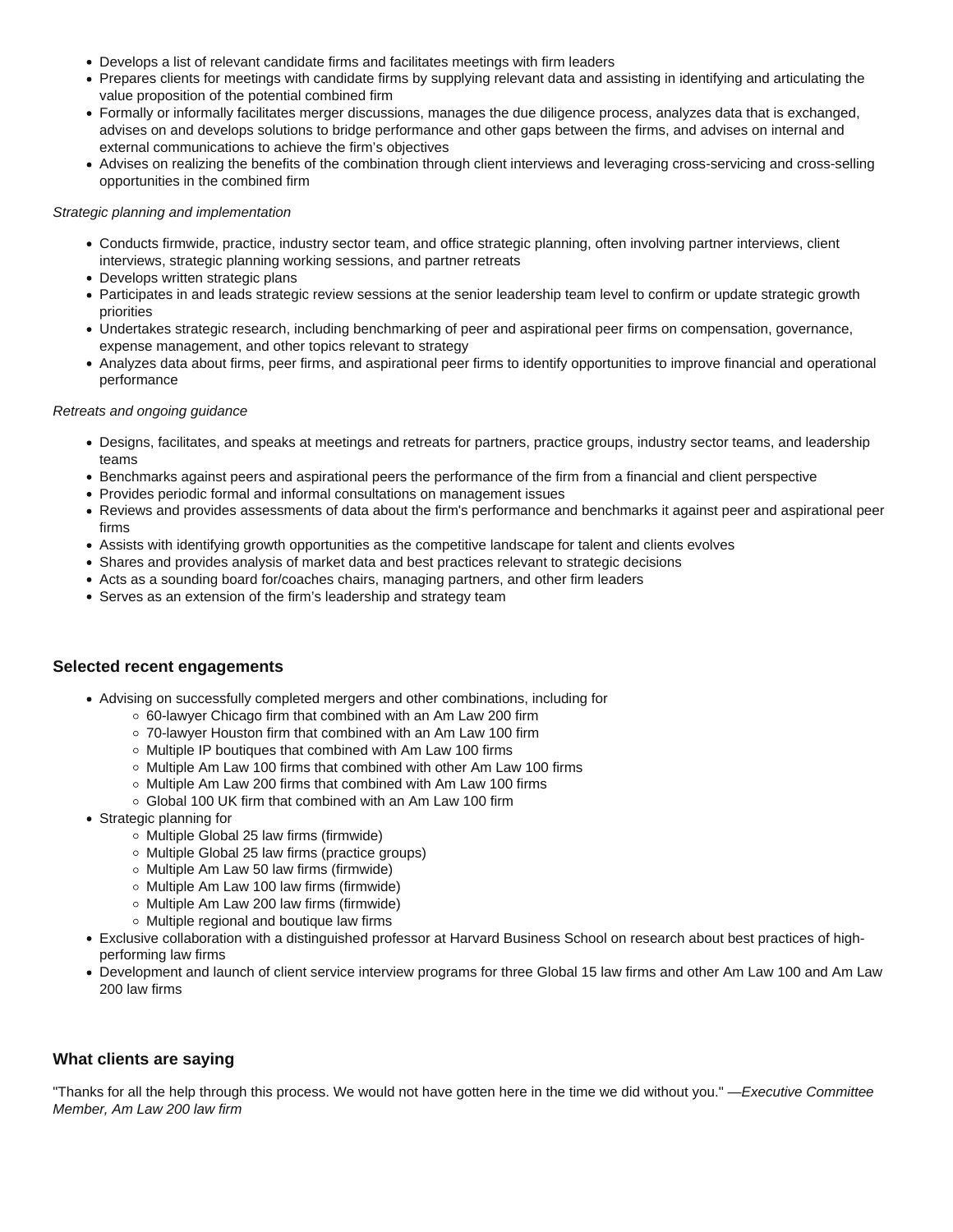- Develops a list of relevant candidate firms and facilitates meetings with firm leaders
- Prepares clients for meetings with candidate firms by supplying relevant data and assisting in identifying and articulating the value proposition of the potential combined firm
- Formally or informally facilitates merger discussions, manages the due diligence process, analyzes data that is exchanged, advises on and develops solutions to bridge performance and other gaps between the firms, and advises on internal and external communications to achieve the firm's objectives
- Advises on realizing the benefits of the combination through client interviews and leveraging cross-servicing and cross-selling opportunities in the combined firm

*Strategic planning and implementation*

- Conducts firmwide, practice, industry sector team, and office strategic planning, often involving partner interviews, client interviews, strategic planning working sessions, and partner retreats
- Develops written strategic plans
- Participates in and leads strategic review sessions at the senior leadership team level to confirm or update strategic growth priorities
- Undertakes strategic research, including benchmarking of peer and aspirational peer firms on compensation, governance, expense management, and other topics relevant to strategy
- Analyzes data about firms, peer firms, and aspirational peer firms to identify opportunities to improve financial and operational performance

*Retreats and ongoing guidance*

- Designs, facilitates, and speaks at meetings and retreats for partners, practice groups, industry sector teams, and leadership teams
- Benchmarks against peers and aspirational peers the performance of the firm from a financial and client perspective
- Provides periodic formal and informal consultations on management issues
- Reviews and provides assessments of data about the firm's performance and benchmarks it against peer and aspirational peer firms
- Assists with identifying growth opportunities as the competitive landscape for talent and clients evolves
- Shares and provides analysis of market data and best practices relevant to strategic decisions
- Acts as a sounding board for/coaches chairs, managing partners, and other firm leaders
- Serves as an extension of the firm's leadership and strategy team

## Selected recent engagements

- Advising on successfully completed mergers and other combinations, including for
  - 60-lawyer Chicago firm that combined with an Am Law 200 firm
  - 70-lawyer Houston firm that combined with an Am Law 100 firm
  - Multiple IP boutiques that combined with Am Law 100 firms
  - Multiple Am Law 100 firms that combined with other Am Law 100 firms
  - Multiple Am Law 200 firms that combined with Am Law 100 firms
  - Global 100 UK firm that combined with an Am Law 100 firm
- Strategic planning for
  - Multiple Global 25 law firms (firmwide)
  - Multiple Global 25 law firms (practice groups)
  - Multiple Am Law 50 law firms (firmwide)
  - Multiple Am Law 100 law firms (firmwide)
  - Multiple Am Law 200 law firms (firmwide)
  - Multiple regional and boutique law firms
- Exclusive collaboration with a distinguished professor at Harvard Business School on research about best practices of high-performing law firms
- Development and launch of client service interview programs for three Global 15 law firms and other Am Law 100 and Am Law 200 law firms

## What clients are saying

"Thanks for all the help through this process. We would not have gotten here in the time we did without you." —*Executive Committee Member, Am Law 200 law firm*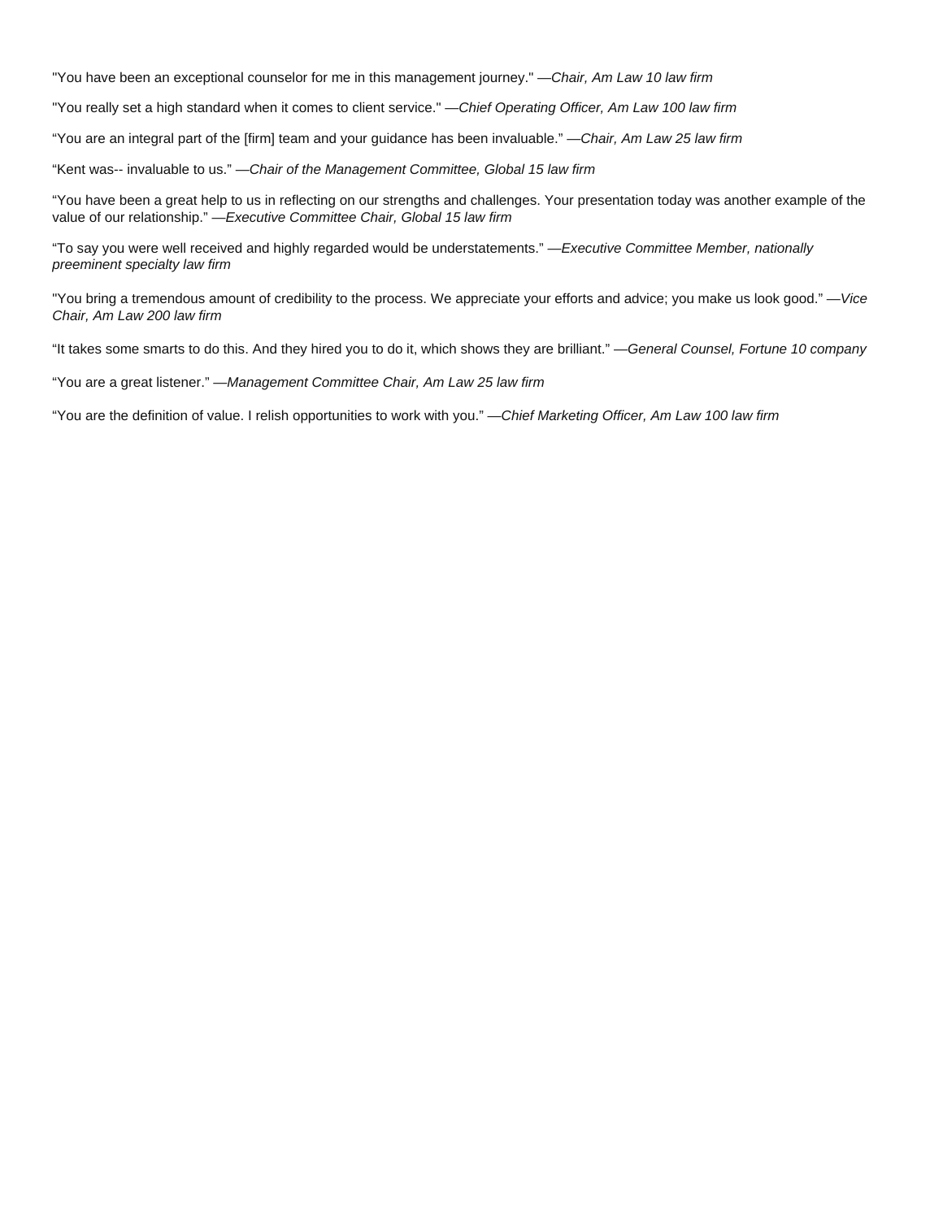"You have been an exceptional counselor for me in this management journey." —*Chair, Am Law 10 law firm*

"You really set a high standard when it comes to client service." —*Chief Operating Officer, Am Law 100 law firm*

"You are an integral part of the [firm] team and your guidance has been invaluable." —*Chair, Am Law 25 law firm*

"Kent was-- invaluable to us." —*Chair of the Management Committee, Global 15 law firm*

"You have been a great help to us in reflecting on our strengths and challenges. Your presentation today was another example of the value of our relationship." —*Executive Committee Chair, Global 15 law firm*

"To say you were well received and highly regarded would be understatements." —*Executive Committee Member, nationally preeminent specialty law firm*

"You bring a tremendous amount of credibility to the process. We appreciate your efforts and advice; you make us look good." —*Vice Chair, Am Law 200 law firm*

"It takes some smarts to do this. And they hired you to do it, which shows they are brilliant." —*General Counsel, Fortune 10 company*

"You are a great listener." —*Management Committee Chair, Am Law 25 law firm*

"You are the definition of value. I relish opportunities to work with you." —*Chief Marketing Officer, Am Law 100 law firm*